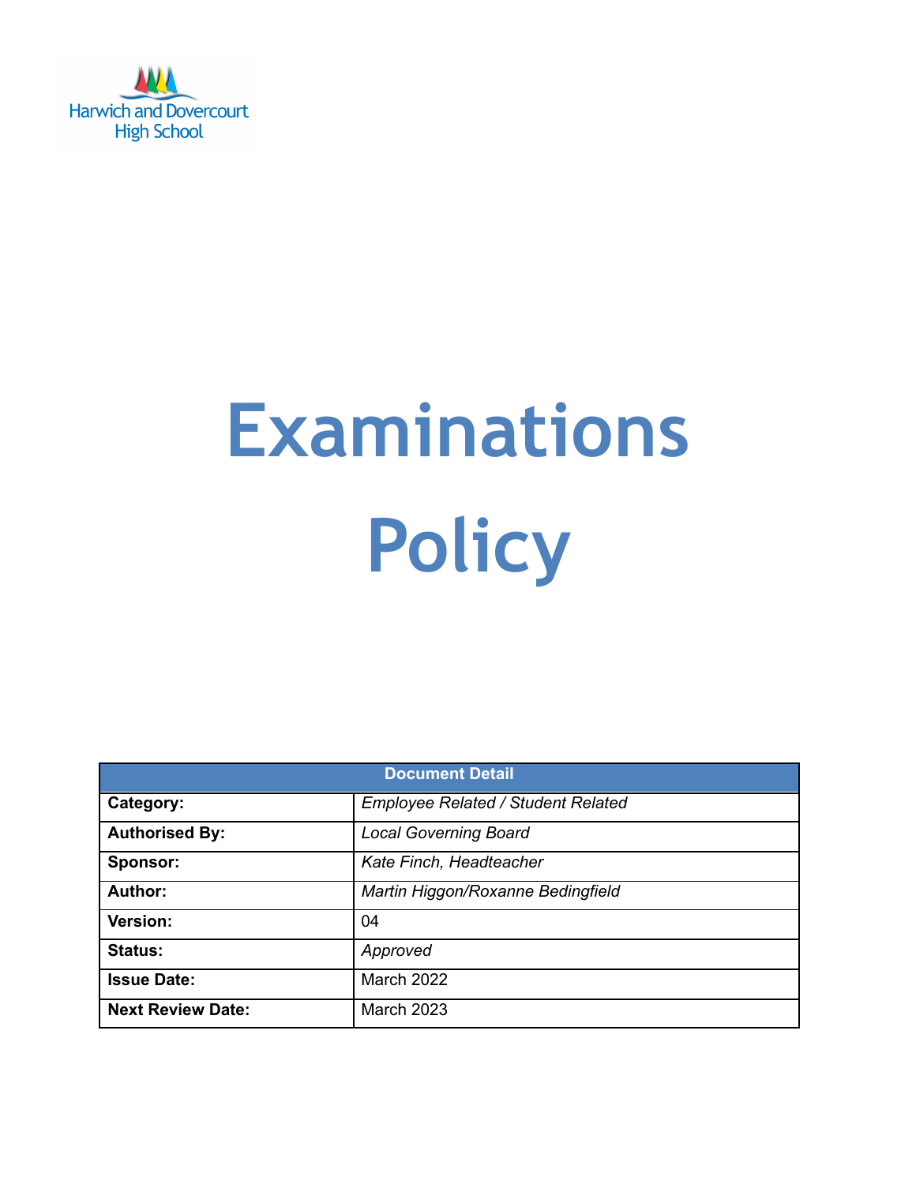Harwich and Dovercourt High School

# Examinations Policy

| Document Detail | |
|---|---|
| **Category:** | *Employee Related / Student Related* |
| **Authorised By:** | *Local Governing Board* |
| **Sponsor:** | *Kate Finch, Headteacher* |
| **Author:** | *Martin Higgon/Roxanne Bedingfield* |
| **Version:** | 04 |
| **Status:** | *Approved* |
| **Issue Date:** | March 2022 |
| **Next Review Date:** | March 2023 |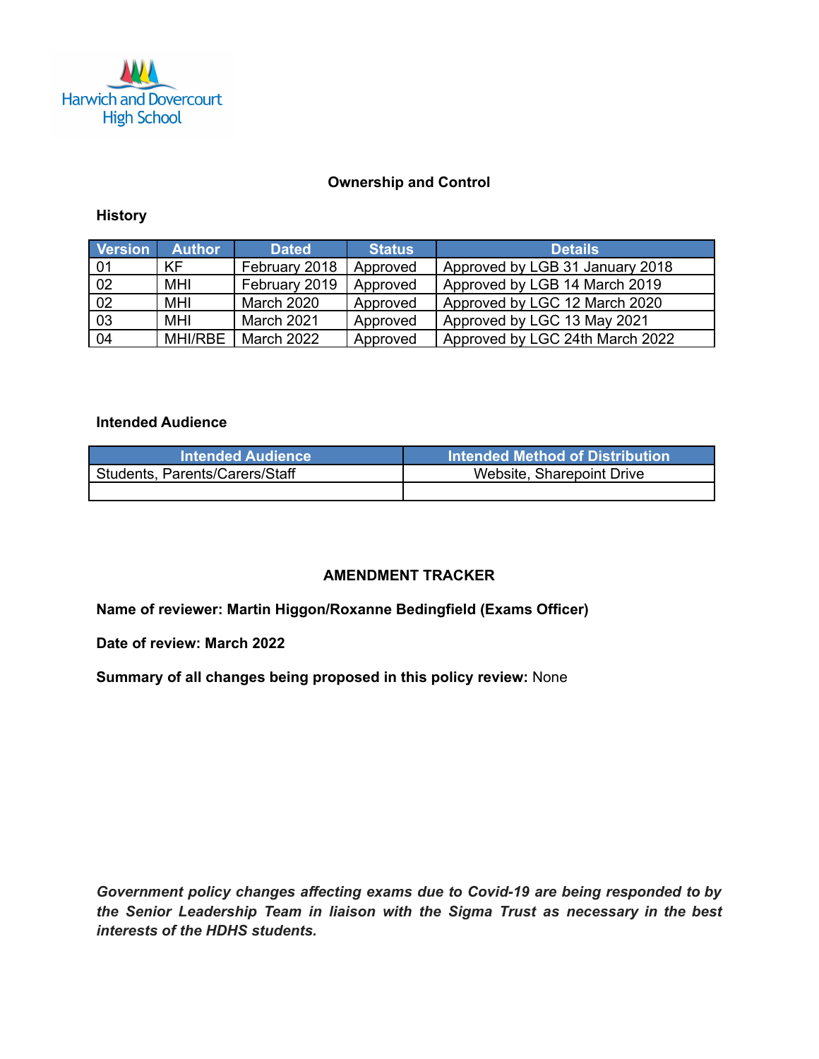Harwich and Dovercourt High School

## Ownership and Control

### History

| Version | Author | Dated | Status | Details |
|---|---|---|---|---|
| 01 | KF | February 2018 | Approved | Approved by LGB 31 January 2018 |
| 02 | MHI | February 2019 | Approved | Approved by LGB 14 March 2019 |
| 02 | MHI | March 2020 | Approved | Approved by LGC 12 March 2020 |
| 03 | MHI | March 2021 | Approved | Approved by LGC 13 May 2021 |
| 04 | MHI/RBE | March 2022 | Approved | Approved by LGC 24th March 2022 |

### Intended Audience

| Intended Audience | Intended Method of Distribution |
|---|---|
| Students, Parents/Carers/Staff | Website, Sharepoint Drive |
| | |

## AMENDMENT TRACKER

**Name of reviewer: Martin Higgon/Roxanne Bedingfield (Exams Officer)**

**Date of review: March 2022**

**Summary of all changes being proposed in this policy review:** None

***Government policy changes affecting exams due to Covid-19 are being responded to by the Senior Leadership Team in liaison with the Sigma Trust as necessary in the best interests of the HDHS students.***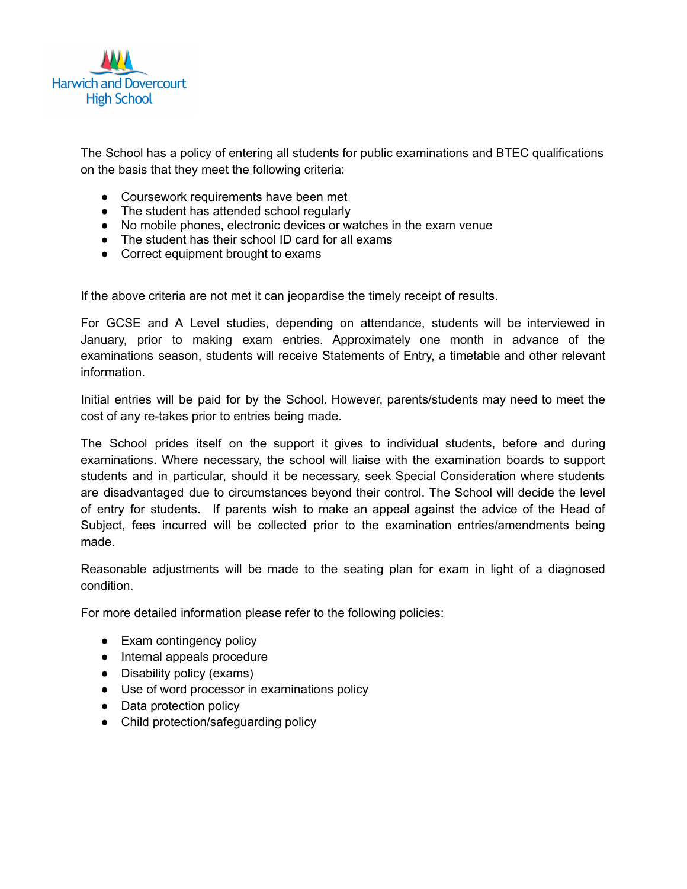The School has a policy of entering all students for public examinations and BTEC qualifications on the basis that they meet the following criteria:

- Coursework requirements have been met
- The student has attended school regularly
- No mobile phones, electronic devices or watches in the exam venue
- The student has their school ID card for all exams
- Correct equipment brought to exams

If the above criteria are not met it can jeopardise the timely receipt of results.

For GCSE and A Level studies, depending on attendance, students will be interviewed in January, prior to making exam entries. Approximately one month in advance of the examinations season, students will receive Statements of Entry, a timetable and other relevant information.

Initial entries will be paid for by the School. However, parents/students may need to meet the cost of any re-takes prior to entries being made.

The School prides itself on the support it gives to individual students, before and during examinations. Where necessary, the school will liaise with the examination boards to support students and in particular, should it be necessary, seek Special Consideration where students are disadvantaged due to circumstances beyond their control. The School will decide the level of entry for students. If parents wish to make an appeal against the advice of the Head of Subject, fees incurred will be collected prior to the examination entries/amendments being made.

Reasonable adjustments will be made to the seating plan for exam in light of a diagnosed condition.

For more detailed information please refer to the following policies:

- Exam contingency policy
- Internal appeals procedure
- Disability policy (exams)
- Use of word processor in examinations policy
- Data protection policy
- Child protection/safeguarding policy